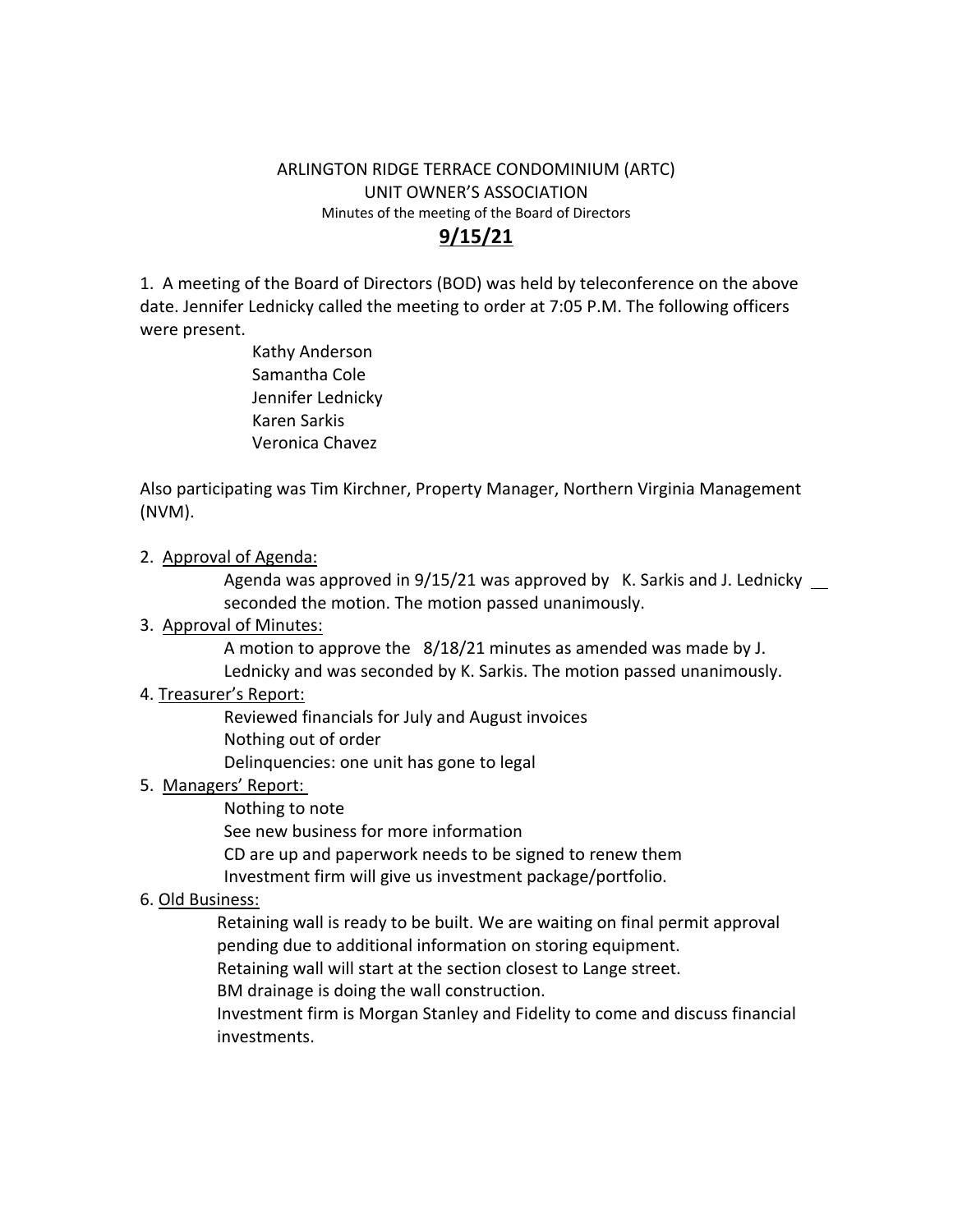ARLINGTON RIDGE TERRACE CONDOMINIUM (ARTC)
UNIT OWNER'S ASSOCIATION
Minutes of the meeting of the Board of Directors

**9/15/21**

1. A meeting of the Board of Directors (BOD) was held by teleconference on the above date. Jennifer Lednicky called the meeting to order at 7:05 P.M. The following officers were present.

   Kathy Anderson
   Samantha Cole
   Jennifer Lednicky
   Karen Sarkis
   Veronica Chavez

Also participating was Tim Kirchner, Property Manager, Northern Virginia Management (NVM).

2. Approval of Agenda:
   Agenda was approved in 9/15/21 was approved by K. Sarkis and J. Lednicky __ seconded the motion. The motion passed unanimously.

3. Approval of Minutes:
   A motion to approve the 8/18/21 minutes as amended was made by J. Lednicky and was seconded by K. Sarkis. The motion passed unanimously.

4. Treasurer's Report:
   Reviewed financials for July and August invoices
   Nothing out of order
   Delinquencies: one unit has gone to legal

5. Managers' Report:
   Nothing to note
   See new business for more information
   CD are up and paperwork needs to be signed to renew them
   Investment firm will give us investment package/portfolio.

6. Old Business:
   Retaining wall is ready to be built. We are waiting on final permit approval pending due to additional information on storing equipment.
   Retaining wall will start at the section closest to Lange street.
   BM drainage is doing the wall construction.
   Investment firm is Morgan Stanley and Fidelity to come and discuss financial investments.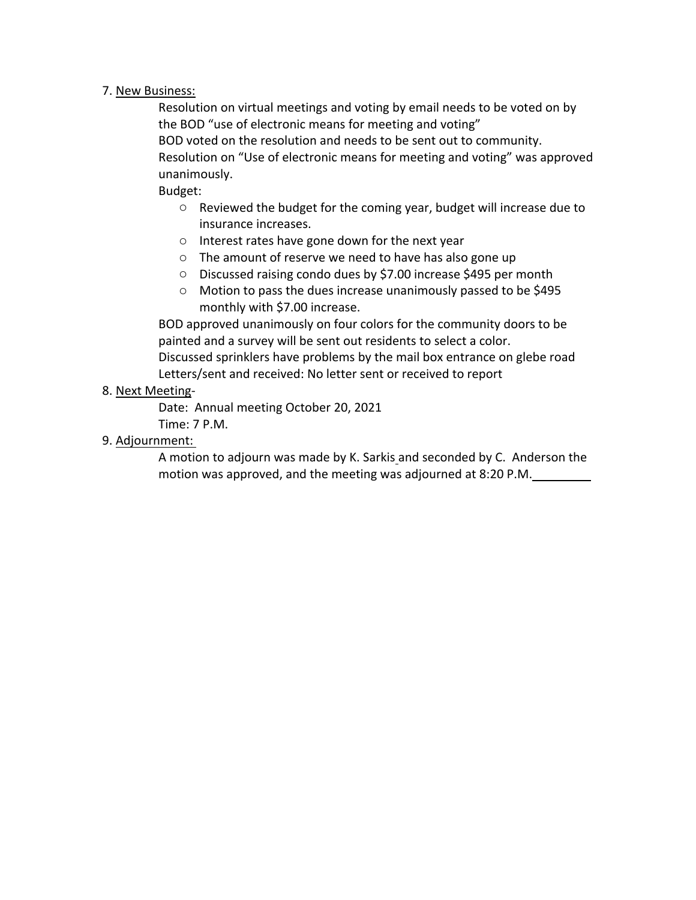7. <u>New Business:</u>

Resolution on virtual meetings and voting by email needs to be voted on by the BOD "use of electronic means for meeting and voting"

BOD voted on the resolution and needs to be sent out to community.

Resolution on "Use of electronic means for meeting and voting" was approved unanimously.

Budget:

- Reviewed the budget for the coming year, budget will increase due to insurance increases.
- Interest rates have gone down for the next year
- The amount of reserve we need to have has also gone up
- Discussed raising condo dues by $7.00 increase $495 per month
- Motion to pass the dues increase unanimously passed to be $495 monthly with $7.00 increase.

BOD approved unanimously on four colors for the community doors to be painted and a survey will be sent out residents to select a color.

Discussed sprinklers have problems by the mail box entrance on glebe road

Letters/sent and received: No letter sent or received to report

8. <u>Next Meeting</u>-

Date: Annual meeting October 20, 2021

Time: 7 P.M.

9. <u>Adjournment:</u>

A motion to adjourn was made by K. Sarkis and seconded by C. Anderson the motion was approved, and the meeting was adjourned at 8:20 P.M.